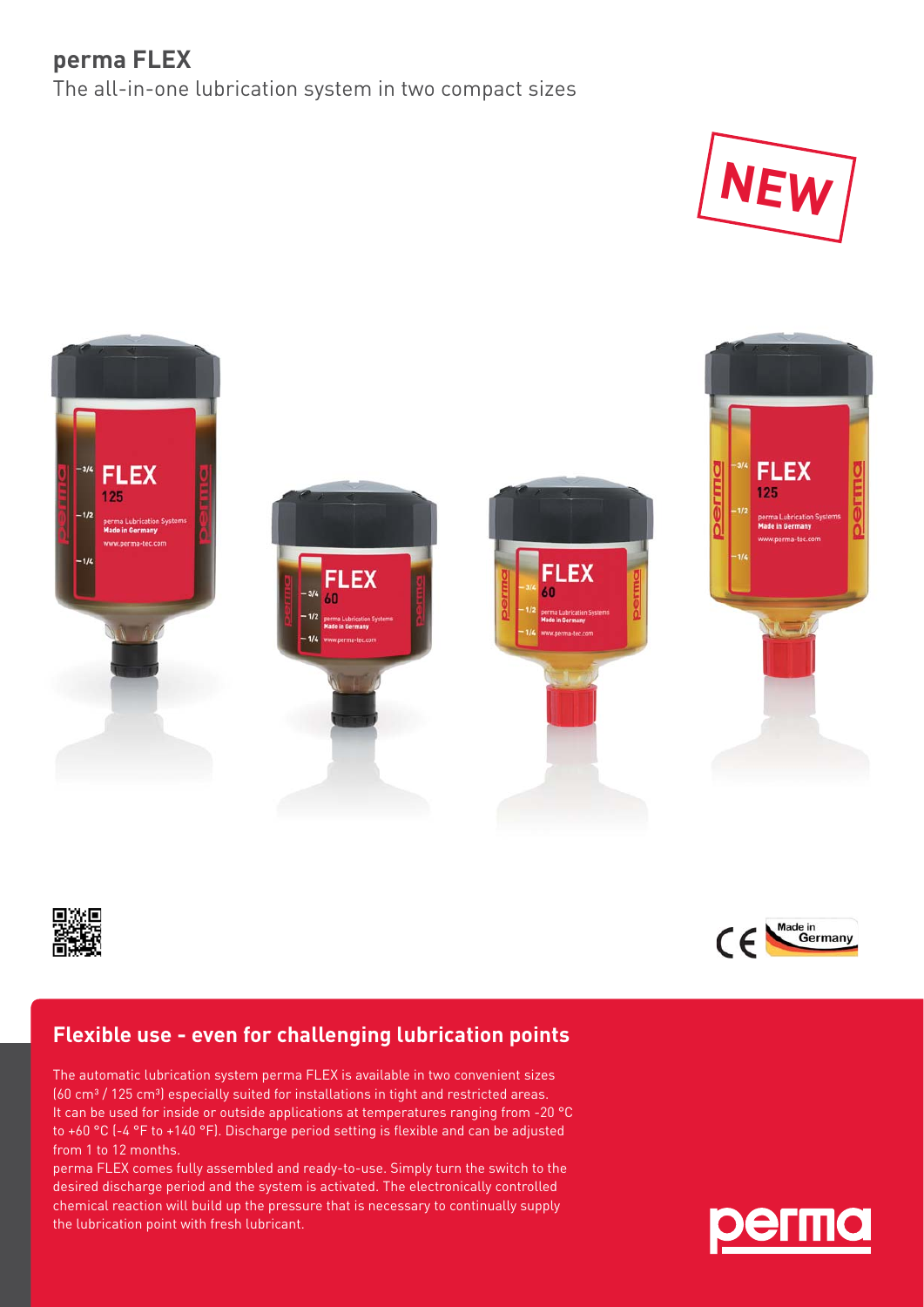# perma FLEX

The all-in-one lubrication system in two compact sizes

NEW

## Flexible use - even for challenging lubrication points

The automatic lubrication system perma FLEX is available in two convenient sizes (60 cm³ / 125 cm³) especially suited for installations in tight and restricted areas. It can be used for inside or outside applications at temperatures ranging from -20 °C to +60 °C (-4 °F to +140 °F). Discharge period setting is flexible and can be adjusted from 1 to 12 months.

perma FLEX comes fully assembled and ready-to-use. Simply turn the switch to the desired discharge period and the system is activated. The electronically controlled chemical reaction will build up the pressure that is necessary to continually supply the lubrication point with fresh lubricant.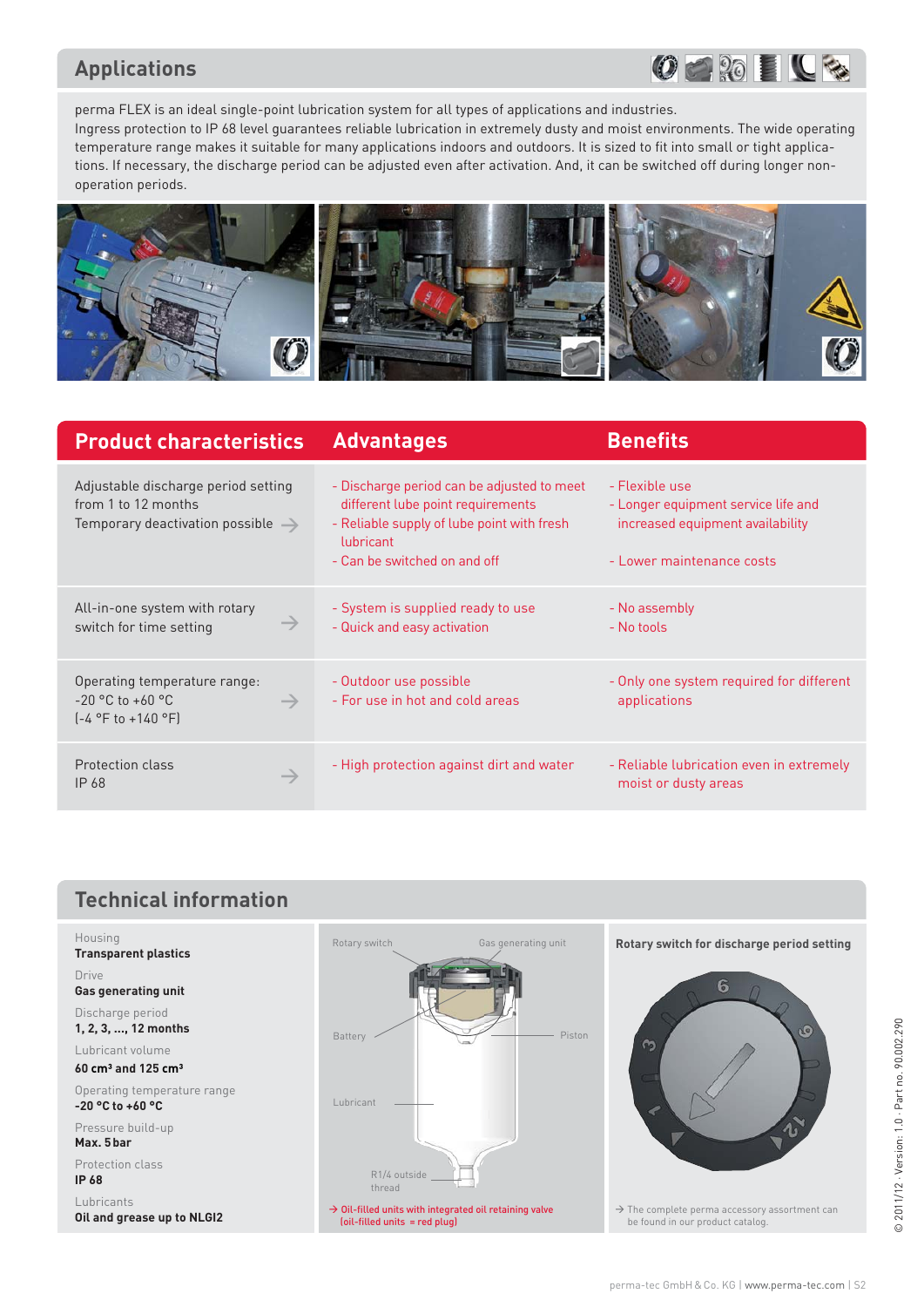## Applications

perma FLEX is an ideal single-point lubrication system for all types of applications and industries.
Ingress protection to IP 68 level guarantees reliable lubrication in extremely dusty and moist environments. The wide operating temperature range makes it suitable for many applications indoors and outdoors. It is sized to fit into small or tight applications. If necessary, the discharge period can be adjusted even after activation. And, it can be switched off during longer non-operation periods.

| Product characteristics | Advantages | Benefits |
|---|---|---|
| Adjustable discharge period setting from 1 to 12 months<br>Temporary deactivation possible → | - Discharge period can be adjusted to meet different lube point requirements<br>- Reliable supply of lube point with fresh lubricant<br>- Can be switched on and off | - Flexible use<br>- Longer equipment service life and increased equipment availability<br>- Lower maintenance costs |
| All-in-one system with rotary switch for time setting → | - System is supplied ready to use<br>- Quick and easy activation | - No assembly<br>- No tools |
| Operating temperature range: -20 °C to +60 °C (-4 °F to +140 °F) → | - Outdoor use possible<br>- For use in hot and cold areas | - Only one system required for different applications |
| Protection class IP 68 → | - High protection against dirt and water | - Reliable lubrication even in extremely moist or dusty areas |

## Technical information

Housing
**Transparent plastics**

Drive
**Gas generating unit**

Discharge period
**1, 2, 3, ..., 12 months**

Lubricant volume
**60 cm³ and 125 cm³**

Operating temperature range
**-20 °C to +60 °C**

Pressure build-up
**Max. 5 bar**

Protection class
**IP 68**

Lubricants
**Oil and grease up to NLGI2**

Rotary switch
Gas generating unit
Battery
Piston
Lubricant
R1/4 outside thread

→ Oil-filled units with integrated oil retaining valve (oil-filled units = red plug)

**Rotary switch for discharge period setting**

6
9
12
3
1

→ The complete perma accessory assortment can be found in our product catalog.

© 2011/12 · Version: 1.0 · Part no. 90.002.290

perma-tec GmbH & Co. KG | www.perma-tec.com | S2